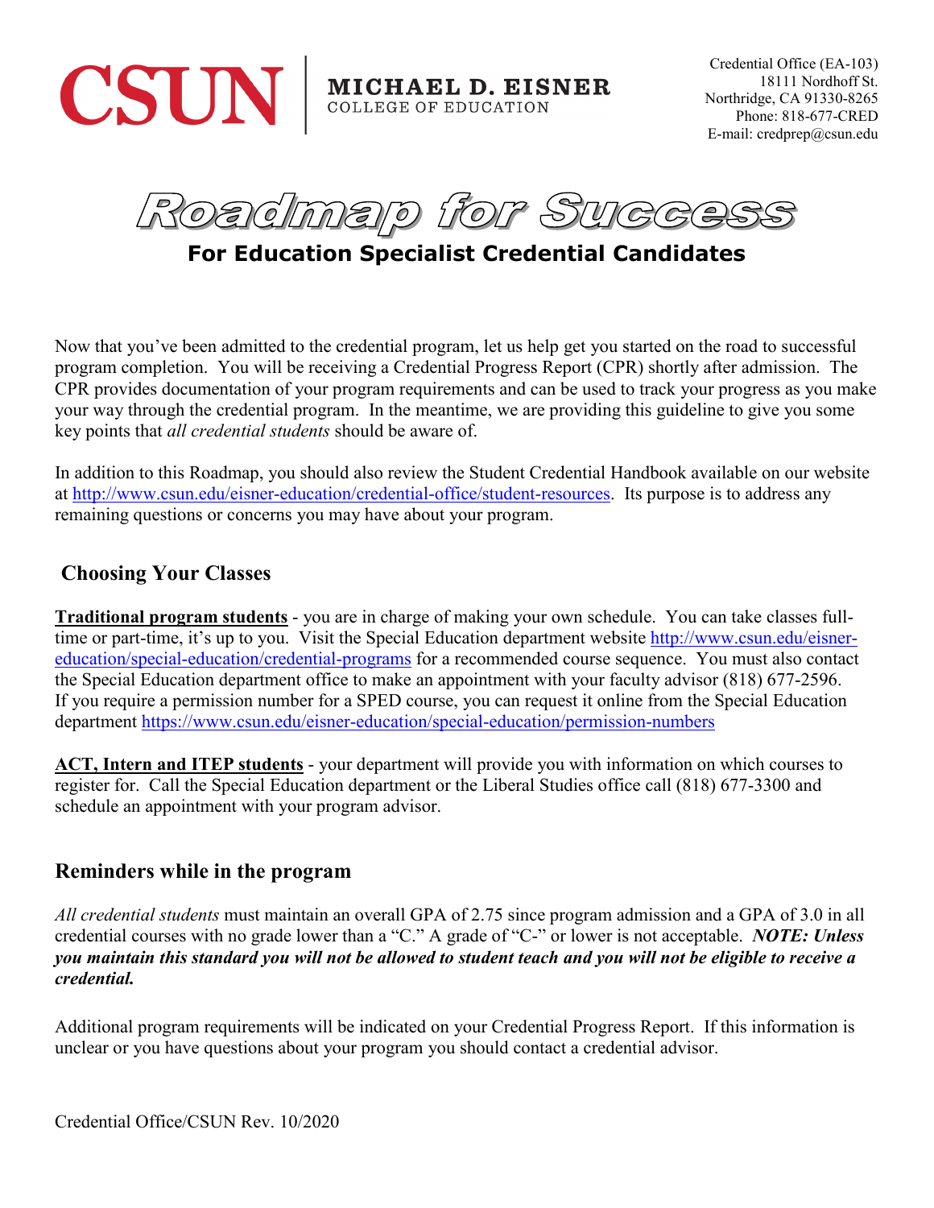CSUN | MICHAEL D. EISNER COLLEGE OF EDUCATION

Credential Office (EA-103)
18111 Nordhoff St.
Northridge, CA 91330-8265
Phone: 818-677-CRED
E-mail: credprep@csun.edu

# Roadmap for Success

## For Education Specialist Credential Candidates

Now that you've been admitted to the credential program, let us help get you started on the road to successful program completion. You will be receiving a Credential Progress Report (CPR) shortly after admission. The CPR provides documentation of your program requirements and can be used to track your progress as you make your way through the credential program. In the meantime, we are providing this guideline to give you some key points that *all credential students* should be aware of.

In addition to this Roadmap, you should also review the Student Credential Handbook available on our website at http://www.csun.edu/eisner-education/credential-office/student-resources. Its purpose is to address any remaining questions or concerns you may have about your program.

### Choosing Your Classes

**Traditional program students** - you are in charge of making your own schedule. You can take classes full-time or part-time, it's up to you. Visit the Special Education department website http://www.csun.edu/eisner-education/special-education/credential-programs for a recommended course sequence. You must also contact the Special Education department office to make an appointment with your faculty advisor (818) 677-2596. If you require a permission number for a SPED course, you can request it online from the Special Education department https://www.csun.edu/eisner-education/special-education/permission-numbers

**ACT, Intern and ITEP students** - your department will provide you with information on which courses to register for. Call the Special Education department or the Liberal Studies office call (818) 677-3300 and schedule an appointment with your program advisor.

### Reminders while in the program

*All credential students* must maintain an overall GPA of 2.75 since program admission and a GPA of 3.0 in all credential courses with no grade lower than a "C." A grade of "C-" or lower is not acceptable. ***NOTE: Unless you maintain this standard you will not be allowed to student teach and you will not be eligible to receive a credential.***

Additional program requirements will be indicated on your Credential Progress Report. If this information is unclear or you have questions about your program you should contact a credential advisor.

Credential Office/CSUN Rev. 10/2020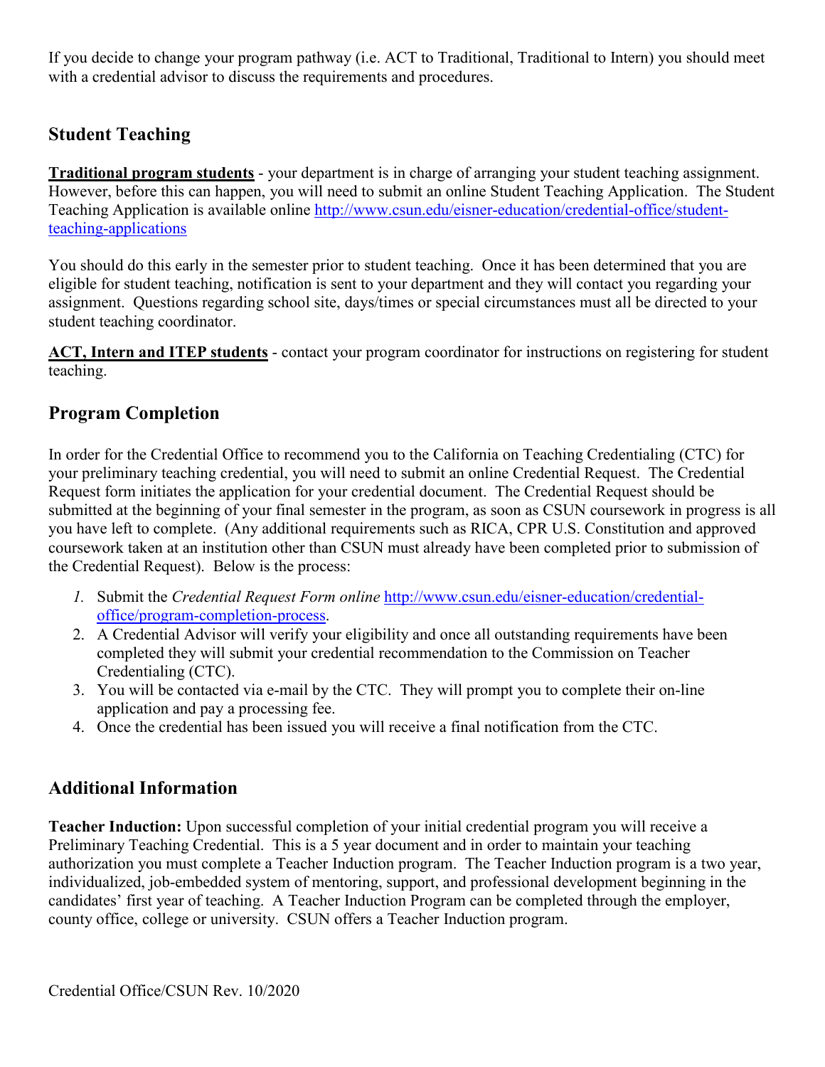If you decide to change your program pathway (i.e. ACT to Traditional, Traditional to Intern) you should meet with a credential advisor to discuss the requirements and procedures.

## Student Teaching

**Traditional program students** - your department is in charge of arranging your student teaching assignment. However, before this can happen, you will need to submit an online Student Teaching Application. The Student Teaching Application is available online http://www.csun.edu/eisner-education/credential-office/student-teaching-applications

You should do this early in the semester prior to student teaching. Once it has been determined that you are eligible for student teaching, notification is sent to your department and they will contact you regarding your assignment. Questions regarding school site, days/times or special circumstances must all be directed to your student teaching coordinator.

**ACT, Intern and ITEP students** - contact your program coordinator for instructions on registering for student teaching.

## Program Completion

In order for the Credential Office to recommend you to the California on Teaching Credentialing (CTC) for your preliminary teaching credential, you will need to submit an online Credential Request. The Credential Request form initiates the application for your credential document. The Credential Request should be submitted at the beginning of your final semester in the program, as soon as CSUN coursework in progress is all you have left to complete. (Any additional requirements such as RICA, CPR U.S. Constitution and approved coursework taken at an institution other than CSUN must already have been completed prior to submission of the Credential Request). Below is the process:

1. Submit the *Credential Request Form online* http://www.csun.edu/eisner-education/credential-office/program-completion-process.
2. A Credential Advisor will verify your eligibility and once all outstanding requirements have been completed they will submit your credential recommendation to the Commission on Teacher Credentialing (CTC).
3. You will be contacted via e-mail by the CTC. They will prompt you to complete their on-line application and pay a processing fee.
4. Once the credential has been issued you will receive a final notification from the CTC.

## Additional Information

**Teacher Induction:** Upon successful completion of your initial credential program you will receive a Preliminary Teaching Credential. This is a 5 year document and in order to maintain your teaching authorization you must complete a Teacher Induction program. The Teacher Induction program is a two year, individualized, job-embedded system of mentoring, support, and professional development beginning in the candidates' first year of teaching. A Teacher Induction Program can be completed through the employer, county office, college or university. CSUN offers a Teacher Induction program.

Credential Office/CSUN Rev. 10/2020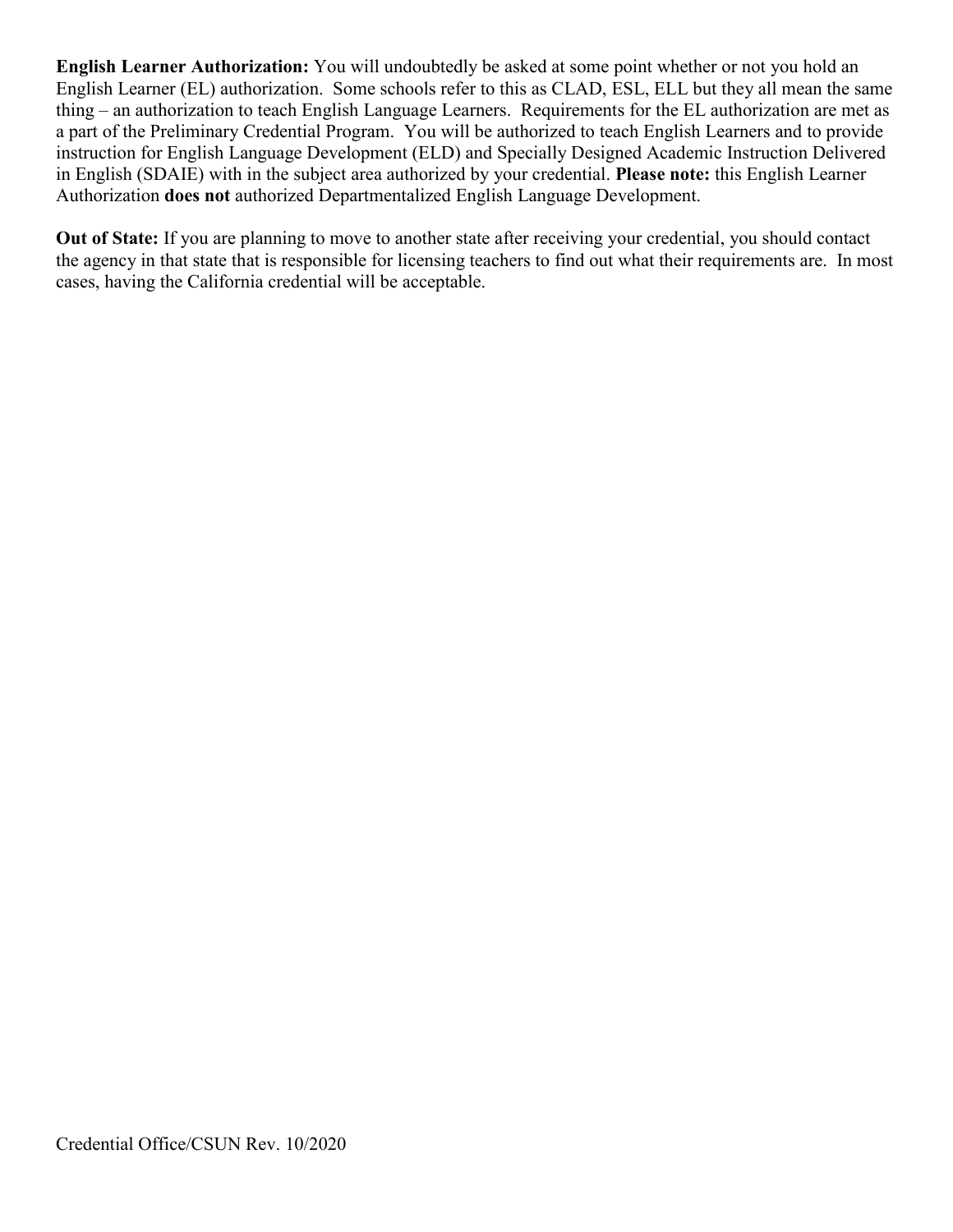**English Learner Authorization:** You will undoubtedly be asked at some point whether or not you hold an English Learner (EL) authorization. Some schools refer to this as CLAD, ESL, ELL but they all mean the same thing – an authorization to teach English Language Learners. Requirements for the EL authorization are met as a part of the Preliminary Credential Program. You will be authorized to teach English Learners and to provide instruction for English Language Development (ELD) and Specially Designed Academic Instruction Delivered in English (SDAIE) with in the subject area authorized by your credential. **Please note:** this English Learner Authorization **does not** authorized Departmentalized English Language Development.

**Out of State:** If you are planning to move to another state after receiving your credential, you should contact the agency in that state that is responsible for licensing teachers to find out what their requirements are. In most cases, having the California credential will be acceptable.

Credential Office/CSUN Rev. 10/2020